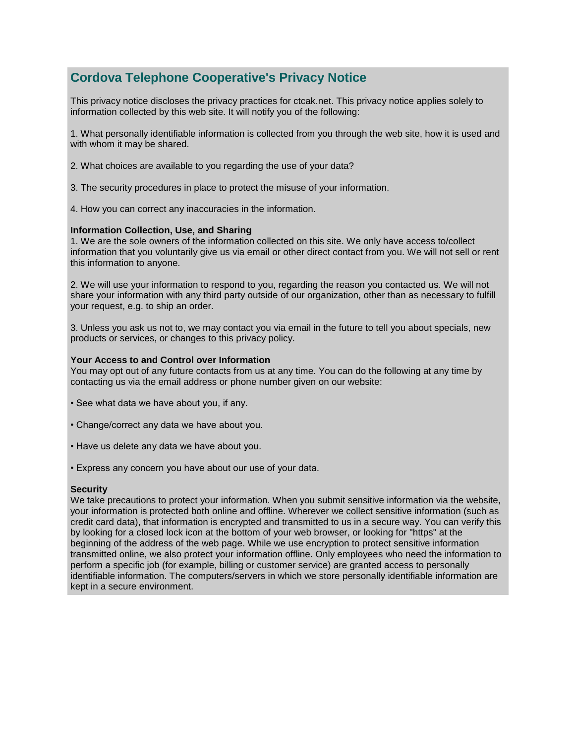# Cordova Telephone Cooperative's Privacy Notice

This privacy notice discloses the privacy practices for ctcak.net. This privacy notice applies solely to information collected by this web site. It will notify you of the following:

1. What personally identifiable information is collected from you through the web site, how it is used and with whom it may be shared.

2. What choices are available to you regarding the use of your data?

3. The security procedures in place to protect the misuse of your information.

4. How you can correct any inaccuracies in the information.

**Information Collection, Use, and Sharing**

1. We are the sole owners of the information collected on this site. We only have access to/collect information that you voluntarily give us via email or other direct contact from you. We will not sell or rent this information to anyone.

2. We will use your information to respond to you, regarding the reason you contacted us. We will not share your information with any third party outside of our organization, other than as necessary to fulfill your request, e.g. to ship an order.

3. Unless you ask us not to, we may contact you via email in the future to tell you about specials, new products or services, or changes to this privacy policy.

**Your Access to and Control over Information**

You may opt out of any future contacts from us at any time. You can do the following at any time by contacting us via the email address or phone number given on our website:

• See what data we have about you, if any.

• Change/correct any data we have about you.

• Have us delete any data we have about you.

• Express any concern you have about our use of your data.

**Security**

We take precautions to protect your information. When you submit sensitive information via the website, your information is protected both online and offline. Wherever we collect sensitive information (such as credit card data), that information is encrypted and transmitted to us in a secure way. You can verify this by looking for a closed lock icon at the bottom of your web browser, or looking for "https" at the beginning of the address of the web page. While we use encryption to protect sensitive information transmitted online, we also protect your information offline. Only employees who need the information to perform a specific job (for example, billing or customer service) are granted access to personally identifiable information. The computers/servers in which we store personally identifiable information are kept in a secure environment.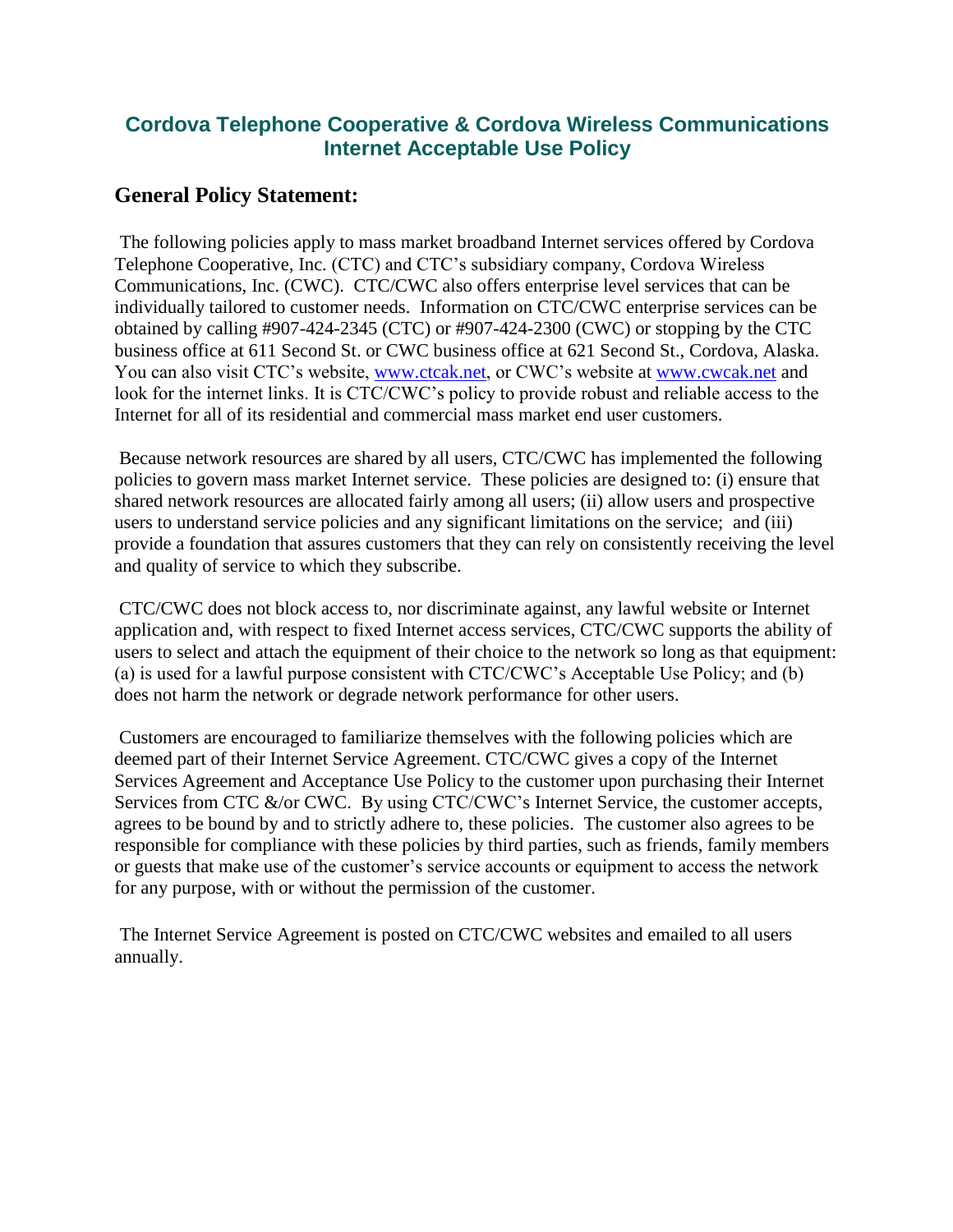# Cordova Telephone Cooperative & Cordova Wireless Communications Internet Acceptable Use Policy

## General Policy Statement:

The following policies apply to mass market broadband Internet services offered by Cordova Telephone Cooperative, Inc. (CTC) and CTC's subsidiary company, Cordova Wireless Communications, Inc. (CWC). CTC/CWC also offers enterprise level services that can be individually tailored to customer needs. Information on CTC/CWC enterprise services can be obtained by calling #907-424-2345 (CTC) or #907-424-2300 (CWC) or stopping by the CTC business office at 611 Second St. or CWC business office at 621 Second St., Cordova, Alaska. You can also visit CTC's website, [www.ctcak.net](http://www.ctcak.net), or CWC's website at [www.cwcak.net](http://www.cwcak.net) and look for the internet links. It is CTC/CWC's policy to provide robust and reliable access to the Internet for all of its residential and commercial mass market end user customers.

Because network resources are shared by all users, CTC/CWC has implemented the following policies to govern mass market Internet service. These policies are designed to: (i) ensure that shared network resources are allocated fairly among all users; (ii) allow users and prospective users to understand service policies and any significant limitations on the service; and (iii) provide a foundation that assures customers that they can rely on consistently receiving the level and quality of service to which they subscribe.

CTC/CWC does not block access to, nor discriminate against, any lawful website or Internet application and, with respect to fixed Internet access services, CTC/CWC supports the ability of users to select and attach the equipment of their choice to the network so long as that equipment: (a) is used for a lawful purpose consistent with CTC/CWC's Acceptable Use Policy; and (b) does not harm the network or degrade network performance for other users.

Customers are encouraged to familiarize themselves with the following policies which are deemed part of their Internet Service Agreement. CTC/CWC gives a copy of the Internet Services Agreement and Acceptance Use Policy to the customer upon purchasing their Internet Services from CTC &/or CWC. By using CTC/CWC's Internet Service, the customer accepts, agrees to be bound by and to strictly adhere to, these policies. The customer also agrees to be responsible for compliance with these policies by third parties, such as friends, family members or guests that make use of the customer's service accounts or equipment to access the network for any purpose, with or without the permission of the customer.

The Internet Service Agreement is posted on CTC/CWC websites and emailed to all users annually.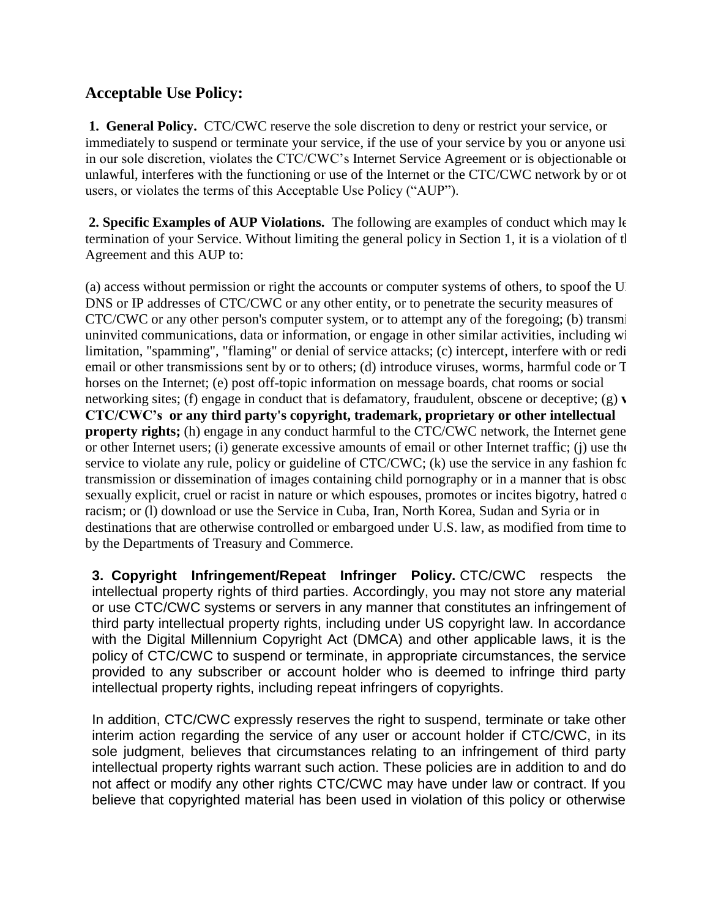## Acceptable Use Policy:

**1. General Policy.** CTC/CWC reserve the sole discretion to deny or restrict your service, or immediately to suspend or terminate your service, if the use of your service by you or anyone usi in our sole discretion, violates the CTC/CWC's Internet Service Agreement or is objectionable or unlawful, interferes with the functioning or use of the Internet or the CTC/CWC network by or ot users, or violates the terms of this Acceptable Use Policy ("AUP").

**2. Specific Examples of AUP Violations.** The following are examples of conduct which may le termination of your Service. Without limiting the general policy in Section 1, it is a violation of tl Agreement and this AUP to:

(a) access without permission or right the accounts or computer systems of others, to spoof the U DNS or IP addresses of CTC/CWC or any other entity, or to penetrate the security measures of CTC/CWC or any other person's computer system, or to attempt any of the foregoing; (b) transmi uninvited communications, data or information, or engage in other similar activities, including wi limitation, "spamming", "flaming" or denial of service attacks; (c) intercept, interfere with or redi email or other transmissions sent by or to others; (d) introduce viruses, worms, harmful code or T horses on the Internet; (e) post off-topic information on message boards, chat rooms or social networking sites; (f) engage in conduct that is defamatory, fraudulent, obscene or deceptive; (g) **v CTC/CWC's or any third party's copyright, trademark, proprietary or other intellectual property rights;** (h) engage in any conduct harmful to the CTC/CWC network, the Internet gene or other Internet users; (i) generate excessive amounts of email or other Internet traffic; (j) use the service to violate any rule, policy or guideline of CTC/CWC; (k) use the service in any fashion fo transmission or dissemination of images containing child pornography or in a manner that is obsc sexually explicit, cruel or racist in nature or which espouses, promotes or incites bigotry, hatred o racism; or (l) download or use the Service in Cuba, Iran, North Korea, Sudan and Syria or in destinations that are otherwise controlled or embargoed under U.S. law, as modified from time to by the Departments of Treasury and Commerce.

**3. Copyright Infringement/Repeat Infringer Policy.** CTC/CWC respects the intellectual property rights of third parties. Accordingly, you may not store any material or use CTC/CWC systems or servers in any manner that constitutes an infringement of third party intellectual property rights, including under US copyright law. In accordance with the Digital Millennium Copyright Act (DMCA) and other applicable laws, it is the policy of CTC/CWC to suspend or terminate, in appropriate circumstances, the service provided to any subscriber or account holder who is deemed to infringe third party intellectual property rights, including repeat infringers of copyrights.

In addition, CTC/CWC expressly reserves the right to suspend, terminate or take other interim action regarding the service of any user or account holder if CTC/CWC, in its sole judgment, believes that circumstances relating to an infringement of third party intellectual property rights warrant such action. These policies are in addition to and do not affect or modify any other rights CTC/CWC may have under law or contract. If you believe that copyrighted material has been used in violation of this policy or otherwise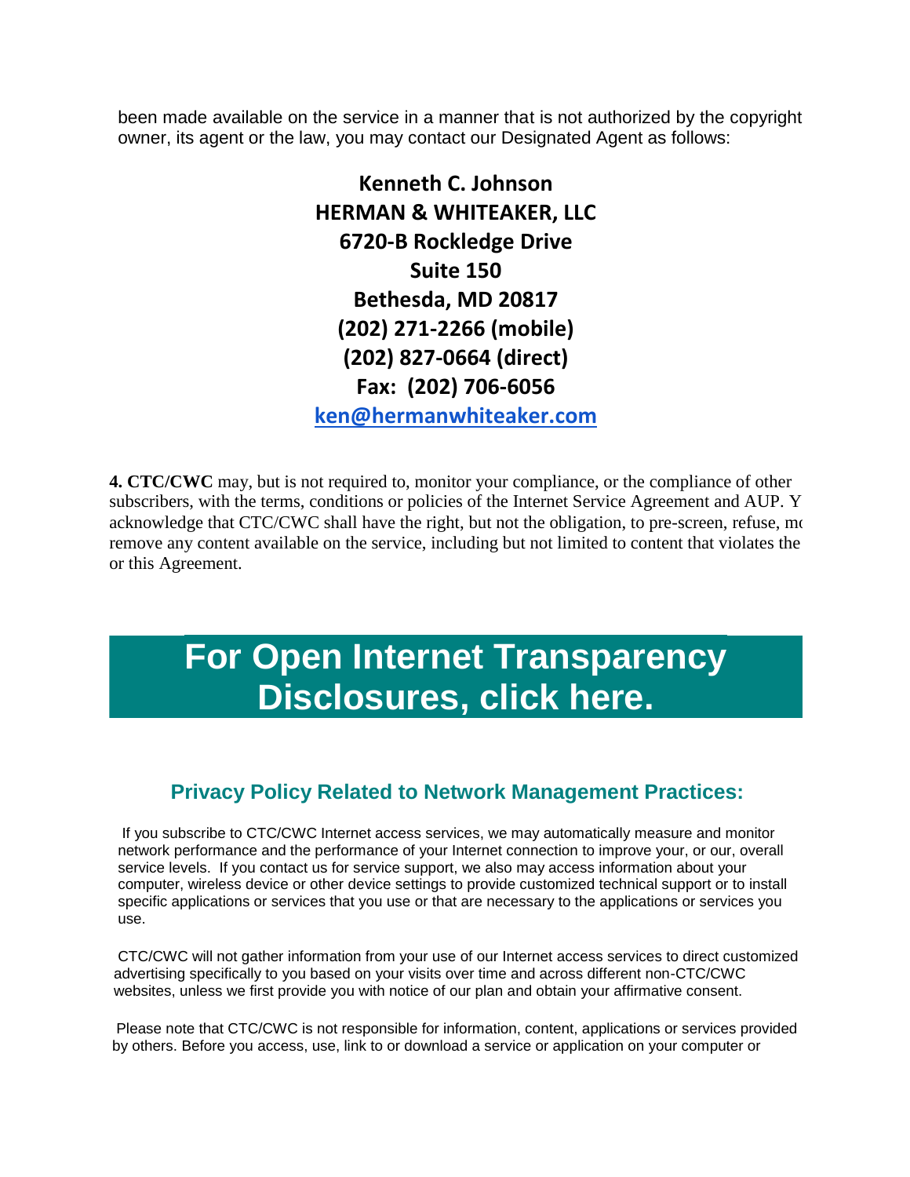been made available on the service in a manner that is not authorized by the copyright owner, its agent or the law, you may contact our Designated Agent as follows:

**Kenneth C. Johnson**
**HERMAN & WHITEAKER, LLC**
**6720-B Rockledge Drive**
**Suite 150**
**Bethesda, MD 20817**
**(202) 271-2266 (mobile)**
**(202) 827-0664 (direct)**
**Fax: (202) 706-6056**
**ken@hermanwhiteaker.com**

**4. CTC/CWC** may, but is not required to, monitor your compliance, or the compliance of other subscribers, with the terms, conditions or policies of the Internet Service Agreement and AUP. Y acknowledge that CTC/CWC shall have the right, but not the obligation, to pre-screen, refuse, mo remove any content available on the service, including but not limited to content that violates the or this Agreement.

# For Open Internet Transparency Disclosures, click here.

## Privacy Policy Related to Network Management Practices:

If you subscribe to CTC/CWC Internet access services, we may automatically measure and monitor network performance and the performance of your Internet connection to improve your, or our, overall service levels. If you contact us for service support, we also may access information about your computer, wireless device or other device settings to provide customized technical support or to install specific applications or services that you use or that are necessary to the applications or services you use.

CTC/CWC will not gather information from your use of our Internet access services to direct customized advertising specifically to you based on your visits over time and across different non-CTC/CWC websites, unless we first provide you with notice of our plan and obtain your affirmative consent.

Please note that CTC/CWC is not responsible for information, content, applications or services provided by others. Before you access, use, link to or download a service or application on your computer or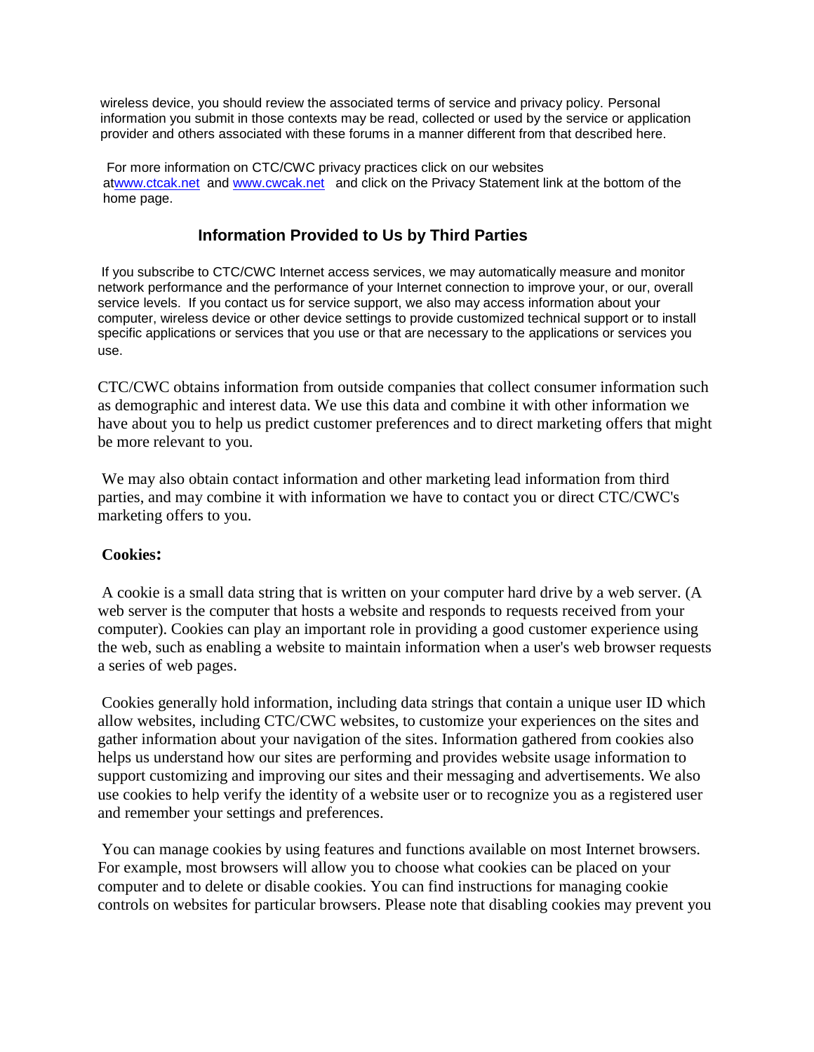wireless device, you should review the associated terms of service and privacy policy. Personal information you submit in those contexts may be read, collected or used by the service or application provider and others associated with these forums in a manner different from that described here.

For more information on CTC/CWC privacy practices click on our websites at[www.ctcak.net](http://www.ctcak.net) and [www.cwcak.net](http://www.cwcak.net) and click on the Privacy Statement link at the bottom of the home page.

## Information Provided to Us by Third Parties

If you subscribe to CTC/CWC Internet access services, we may automatically measure and monitor network performance and the performance of your Internet connection to improve your, or our, overall service levels. If you contact us for service support, we also may access information about your computer, wireless device or other device settings to provide customized technical support or to install specific applications or services that you use or that are necessary to the applications or services you use.

CTC/CWC obtains information from outside companies that collect consumer information such as demographic and interest data. We use this data and combine it with other information we have about you to help us predict customer preferences and to direct marketing offers that might be more relevant to you.

We may also obtain contact information and other marketing lead information from third parties, and may combine it with information we have to contact you or direct CTC/CWC's marketing offers to you.

**Cookies:**

A cookie is a small data string that is written on your computer hard drive by a web server. (A web server is the computer that hosts a website and responds to requests received from your computer). Cookies can play an important role in providing a good customer experience using the web, such as enabling a website to maintain information when a user's web browser requests a series of web pages.

Cookies generally hold information, including data strings that contain a unique user ID which allow websites, including CTC/CWC websites, to customize your experiences on the sites and gather information about your navigation of the sites. Information gathered from cookies also helps us understand how our sites are performing and provides website usage information to support customizing and improving our sites and their messaging and advertisements. We also use cookies to help verify the identity of a website user or to recognize you as a registered user and remember your settings and preferences.

You can manage cookies by using features and functions available on most Internet browsers. For example, most browsers will allow you to choose what cookies can be placed on your computer and to delete or disable cookies. You can find instructions for managing cookie controls on websites for particular browsers. Please note that disabling cookies may prevent you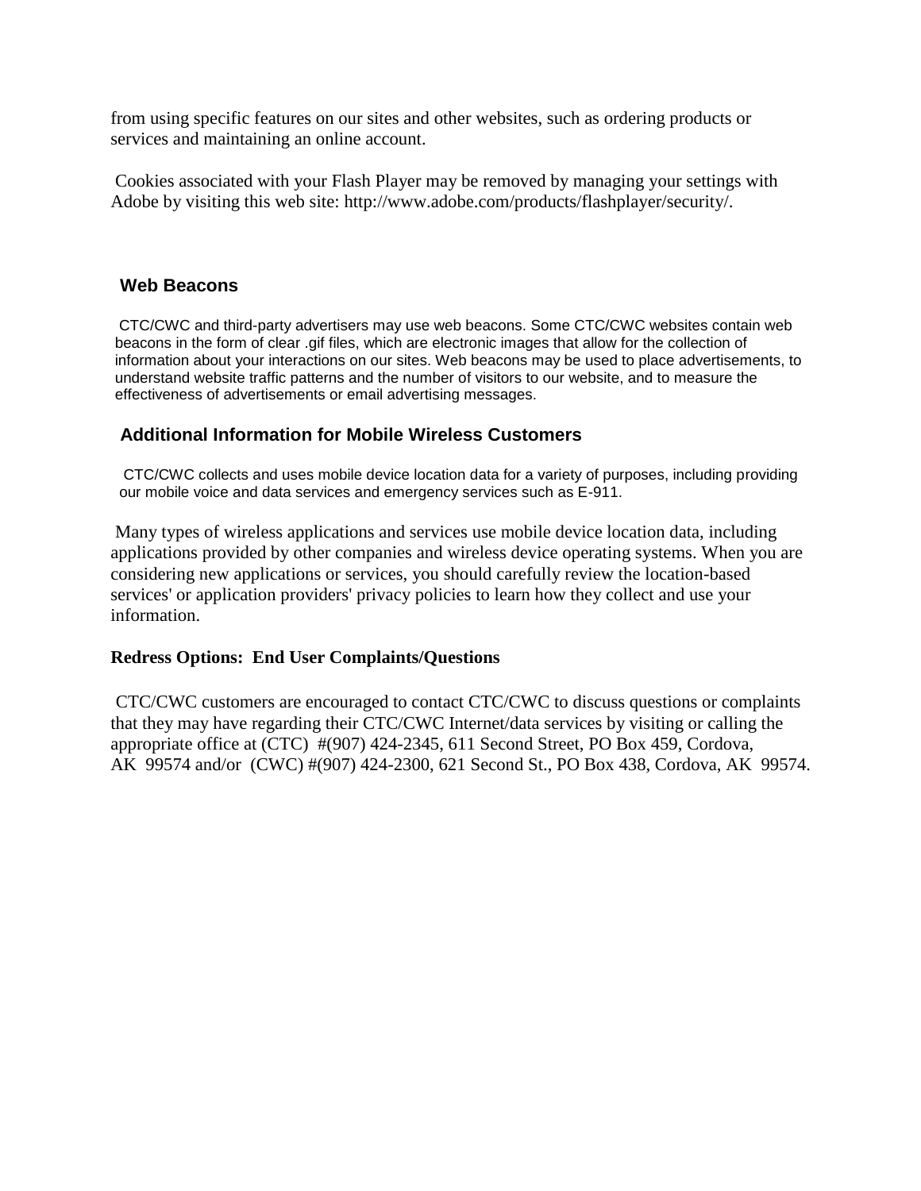from using specific features on our sites and other websites, such as ordering products or services and maintaining an online account.

Cookies associated with your Flash Player may be removed by managing your settings with Adobe by visiting this web site: http://www.adobe.com/products/flashplayer/security/.

## Web Beacons

CTC/CWC and third-party advertisers may use web beacons. Some CTC/CWC websites contain web beacons in the form of clear .gif files, which are electronic images that allow for the collection of information about your interactions on our sites. Web beacons may be used to place advertisements, to understand website traffic patterns and the number of visitors to our website, and to measure the effectiveness of advertisements or email advertising messages.

## Additional Information for Mobile Wireless Customers

CTC/CWC collects and uses mobile device location data for a variety of purposes, including providing our mobile voice and data services and emergency services such as E-911.

Many types of wireless applications and services use mobile device location data, including applications provided by other companies and wireless device operating systems. When you are considering new applications or services, you should carefully review the location-based services' or application providers' privacy policies to learn how they collect and use your information.

**Redress Options: End User Complaints/Questions**

CTC/CWC customers are encouraged to contact CTC/CWC to discuss questions or complaints that they may have regarding their CTC/CWC Internet/data services by visiting or calling the appropriate office at (CTC) #(907) 424-2345, 611 Second Street, PO Box 459, Cordova, AK 99574 and/or (CWC) #(907) 424-2300, 621 Second St., PO Box 438, Cordova, AK 99574.